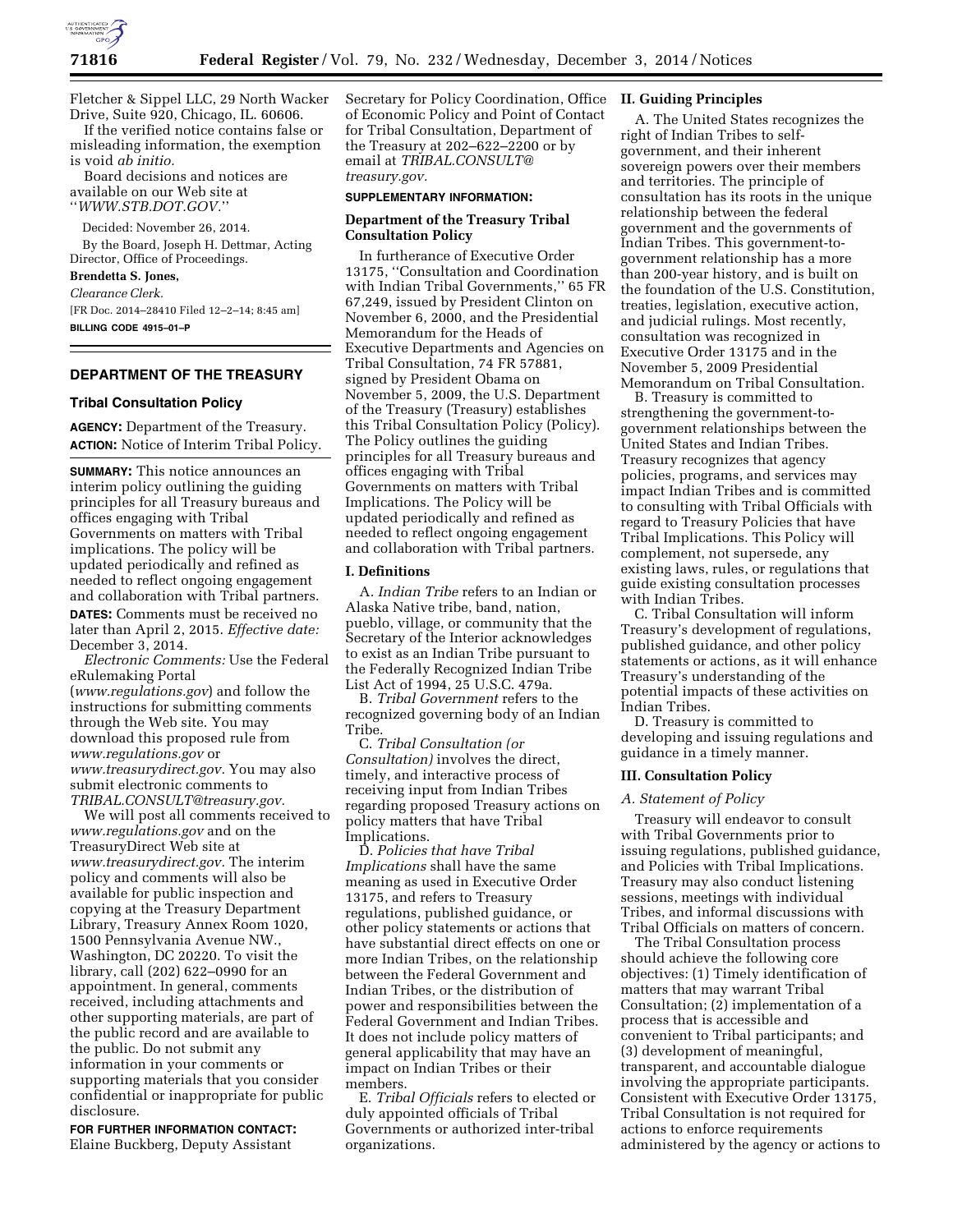Fletcher & Sippel LLC, 29 North Wacker Drive, Suite 920, Chicago, IL. 60606.

If the verified notice contains false or misleading information, the exemption is void *ab initio.*

Board decisions and notices are available on our Web site at ''*WWW.STB.DOT.GOV.*''

Decided: November 26, 2014.

By the Board, Joseph H. Dettmar, Acting Director, Office of Proceedings.

**Brendetta S. Jones,**

*Clearance Clerk.*

[FR Doc. 2014–28410 Filed 12–2–14; 8:45 am]

**BILLING CODE 4915–01–P**

## DEPARTMENT OF THE TREASURY

### Tribal Consultation Policy

**AGENCY:** Department of the Treasury.

**ACTION:** Notice of Interim Tribal Policy.

**SUMMARY:** This notice announces an interim policy outlining the guiding principles for all Treasury bureaus and offices engaging with Tribal Governments on matters with Tribal implications. The policy will be updated periodically and refined as needed to reflect ongoing engagement and collaboration with Tribal partners.

**DATES:** Comments must be received no later than April 2, 2015. *Effective date:* December 3, 2014.

*Electronic Comments:* Use the Federal eRulemaking Portal (*www.regulations.gov*) and follow the instructions for submitting comments through the Web site. You may download this proposed rule from *www.regulations.gov* or *www.treasurydirect.gov.* You may also submit electronic comments to *TRIBAL.CONSULT@treasury.gov.*

We will post all comments received to *www.regulations.gov* and on the TreasuryDirect Web site at *www.treasurydirect.gov.* The interim policy and comments will also be available for public inspection and copying at the Treasury Department Library, Treasury Annex Room 1020, 1500 Pennsylvania Avenue NW., Washington, DC 20220. To visit the library, call (202) 622–0990 for an appointment. In general, comments received, including attachments and other supporting materials, are part of the public record and are available to the public. Do not submit any information in your comments or supporting materials that you consider confidential or inappropriate for public disclosure.

**FOR FURTHER INFORMATION CONTACT:** Elaine Buckberg, Deputy Assistant Secretary for Policy Coordination, Office of Economic Policy and Point of Contact for Tribal Consultation, Department of the Treasury at 202–622–2200 or by email at *TRIBAL.CONSULT@treasury.gov.*

**SUPPLEMENTARY INFORMATION:**

### Department of the Treasury Tribal Consultation Policy

In furtherance of Executive Order 13175, ''Consultation and Coordination with Indian Tribal Governments,'' 65 FR 67,249, issued by President Clinton on November 6, 2000, and the Presidential Memorandum for the Heads of Executive Departments and Agencies on Tribal Consultation, 74 FR 57881, signed by President Obama on November 5, 2009, the U.S. Department of the Treasury (Treasury) establishes this Tribal Consultation Policy (Policy). The Policy outlines the guiding principles for all Treasury bureaus and offices engaging with Tribal Governments on matters with Tribal Implications. The Policy will be updated periodically and refined as needed to reflect ongoing engagement and collaboration with Tribal partners.

### I. Definitions

A. *Indian Tribe* refers to an Indian or Alaska Native tribe, band, nation, pueblo, village, or community that the Secretary of the Interior acknowledges to exist as an Indian Tribe pursuant to the Federally Recognized Indian Tribe List Act of 1994, 25 U.S.C. 479a.

B. *Tribal Government* refers to the recognized governing body of an Indian Tribe.

C. *Tribal Consultation (or Consultation)* involves the direct, timely, and interactive process of receiving input from Indian Tribes regarding proposed Treasury actions on policy matters that have Tribal Implications.

D. *Policies that have Tribal Implications* shall have the same meaning as used in Executive Order 13175, and refers to Treasury regulations, published guidance, or other policy statements or actions that have substantial direct effects on one or more Indian Tribes, on the relationship between the Federal Government and Indian Tribes, or the distribution of power and responsibilities between the Federal Government and Indian Tribes. It does not include policy matters of general applicability that may have an impact on Indian Tribes or their members.

E. *Tribal Officials* refers to elected or duly appointed officials of Tribal Governments or authorized inter-tribal organizations.

### II. Guiding Principles

A. The United States recognizes the right of Indian Tribes to self-government, and their inherent sovereign powers over their members and territories. The principle of consultation has its roots in the unique relationship between the federal government and the governments of Indian Tribes. This government-to-government relationship has a more than 200-year history, and is built on the foundation of the U.S. Constitution, treaties, legislation, executive action, and judicial rulings. Most recently, consultation was recognized in Executive Order 13175 and in the November 5, 2009 Presidential Memorandum on Tribal Consultation.

B. Treasury is committed to strengthening the government-to-government relationships between the United States and Indian Tribes. Treasury recognizes that agency policies, programs, and services may impact Indian Tribes and is committed to consulting with Tribal Officials with regard to Treasury Policies that have Tribal Implications. This Policy will complement, not supersede, any existing laws, rules, or regulations that guide existing consultation processes with Indian Tribes.

C. Tribal Consultation will inform Treasury's development of regulations, published guidance, and other policy statements or actions, as it will enhance Treasury's understanding of the potential impacts of these activities on Indian Tribes.

D. Treasury is committed to developing and issuing regulations and guidance in a timely manner.

### III. Consultation Policy

#### *A. Statement of Policy*

Treasury will endeavor to consult with Tribal Governments prior to issuing regulations, published guidance, and Policies with Tribal Implications. Treasury may also conduct listening sessions, meetings with individual Tribes, and informal discussions with Tribal Officials on matters of concern.

The Tribal Consultation process should achieve the following core objectives: (1) Timely identification of matters that may warrant Tribal Consultation; (2) implementation of a process that is accessible and convenient to Tribal participants; and (3) development of meaningful, transparent, and accountable dialogue involving the appropriate participants. Consistent with Executive Order 13175, Tribal Consultation is not required for actions to enforce requirements administered by the agency or actions to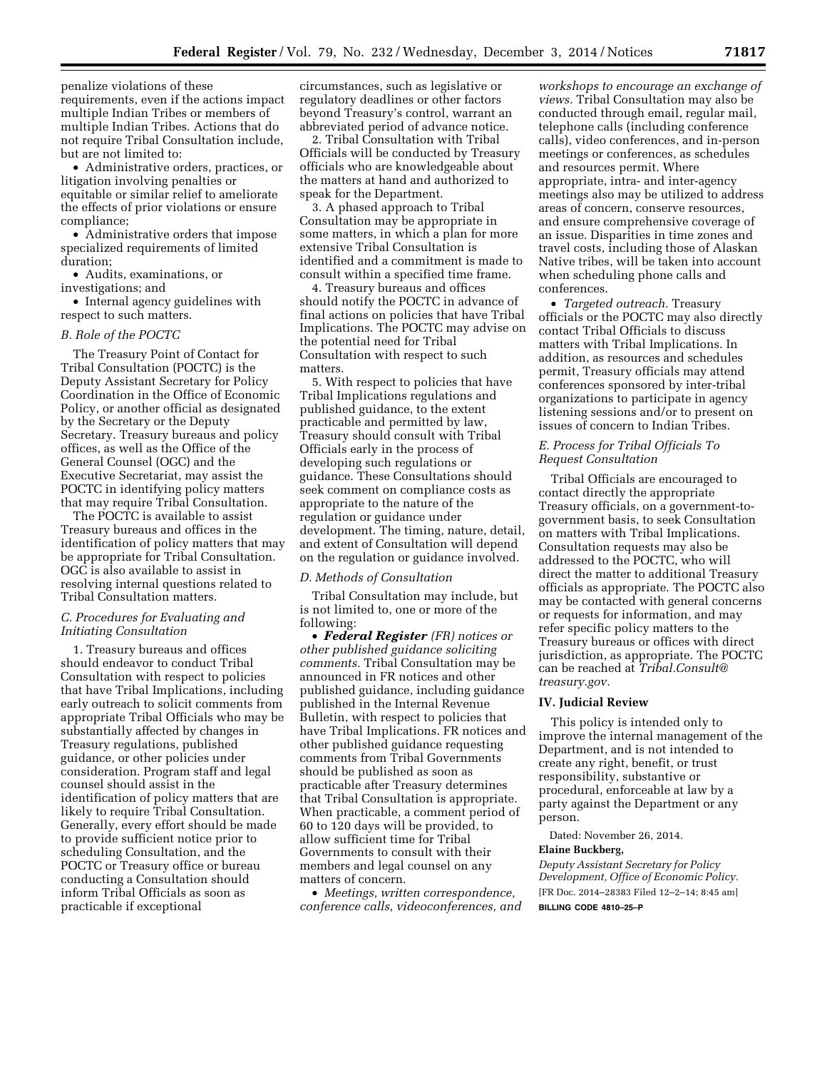penalize violations of these requirements, even if the actions impact multiple Indian Tribes or members of multiple Indian Tribes. Actions that do not require Tribal Consultation include, but are not limited to:

- Administrative orders, practices, or litigation involving penalties or equitable or similar relief to ameliorate the effects of prior violations or ensure compliance;
- Administrative orders that impose specialized requirements of limited duration;
- Audits, examinations, or investigations; and
- Internal agency guidelines with respect to such matters.

### *B. Role of the POCTC*

The Treasury Point of Contact for Tribal Consultation (POCTC) is the Deputy Assistant Secretary for Policy Coordination in the Office of Economic Policy, or another official as designated by the Secretary or the Deputy Secretary. Treasury bureaus and policy offices, as well as the Office of the General Counsel (OGC) and the Executive Secretariat, may assist the POCTC in identifying policy matters that may require Tribal Consultation.

The POCTC is available to assist Treasury bureaus and offices in the identification of policy matters that may be appropriate for Tribal Consultation. OGC is also available to assist in resolving internal questions related to Tribal Consultation matters.

### *C. Procedures for Evaluating and Initiating Consultation*

1. Treasury bureaus and offices should endeavor to conduct Tribal Consultation with respect to policies that have Tribal Implications, including early outreach to solicit comments from appropriate Tribal Officials who may be substantially affected by changes in Treasury regulations, published guidance, or other policies under consideration. Program staff and legal counsel should assist in the identification of policy matters that are likely to require Tribal Consultation. Generally, every effort should be made to provide sufficient notice prior to scheduling Consultation, and the POCTC or Treasury office or bureau conducting a Consultation should inform Tribal Officials as soon as practicable if exceptional circumstances, such as legislative or regulatory deadlines or other factors beyond Treasury's control, warrant an abbreviated period of advance notice.

2. Tribal Consultation with Tribal Officials will be conducted by Treasury officials who are knowledgeable about the matters at hand and authorized to speak for the Department.

3. A phased approach to Tribal Consultation may be appropriate in some matters, in which a plan for more extensive Tribal Consultation is identified and a commitment is made to consult within a specified time frame.

4. Treasury bureaus and offices should notify the POCTC in advance of final actions on policies that have Tribal Implications. The POCTC may advise on the potential need for Tribal Consultation with respect to such matters.

5. With respect to policies that have Tribal Implications regulations and published guidance, to the extent practicable and permitted by law, Treasury should consult with Tribal Officials early in the process of developing such regulations or guidance. These Consultations should seek comment on compliance costs as appropriate to the nature of the regulation or guidance under development. The timing, nature, detail, and extent of Consultation will depend on the regulation or guidance involved.

### *D. Methods of Consultation*

Tribal Consultation may include, but is not limited to, one or more of the following:

- ***Federal Register** (FR) notices or other published guidance soliciting comments.* Tribal Consultation may be announced in FR notices and other published guidance, including guidance published in the Internal Revenue Bulletin, with respect to policies that have Tribal Implications. FR notices and other published guidance requesting comments from Tribal Governments should be published as soon as practicable after Treasury determines that Tribal Consultation is appropriate. When practicable, a comment period of 60 to 120 days will be provided, to allow sufficient time for Tribal Governments to consult with their members and legal counsel on any matters of concern.
- *Meetings, written correspondence, conference calls, videoconferences, and workshops to encourage an exchange of views.* Tribal Consultation may also be conducted through email, regular mail, telephone calls (including conference calls), video conferences, and in-person meetings or conferences, as schedules and resources permit. Where appropriate, intra- and inter-agency meetings also may be utilized to address areas of concern, conserve resources, and ensure comprehensive coverage of an issue. Disparities in time zones and travel costs, including those of Alaskan Native tribes, will be taken into account when scheduling phone calls and conferences.
- *Targeted outreach.* Treasury officials or the POCTC may also directly contact Tribal Officials to discuss matters with Tribal Implications. In addition, as resources and schedules permit, Treasury officials may attend conferences sponsored by inter-tribal organizations to participate in agency listening sessions and/or to present on issues of concern to Indian Tribes.

### *E. Process for Tribal Officials To Request Consultation*

Tribal Officials are encouraged to contact directly the appropriate Treasury officials, on a government-to-government basis, to seek Consultation on matters with Tribal Implications. Consultation requests may also be addressed to the POCTC, who will direct the matter to additional Treasury officials as appropriate. The POCTC also may be contacted with general concerns or requests for information, and may refer specific policy matters to the Treasury bureaus or offices with direct jurisdiction, as appropriate. The POCTC can be reached at *Tribal.Consult@treasury.gov.*

## IV. Judicial Review

This policy is intended only to improve the internal management of the Department, and is not intended to create any right, benefit, or trust responsibility, substantive or procedural, enforceable at law by a party against the Department or any person.

Dated: November 26, 2014.

**Elaine Buckberg,**

*Deputy Assistant Secretary for Policy Development, Office of Economic Policy.*

[FR Doc. 2014–28383 Filed 12–2–14; 8:45 am]

**BILLING CODE 4810–25–P**